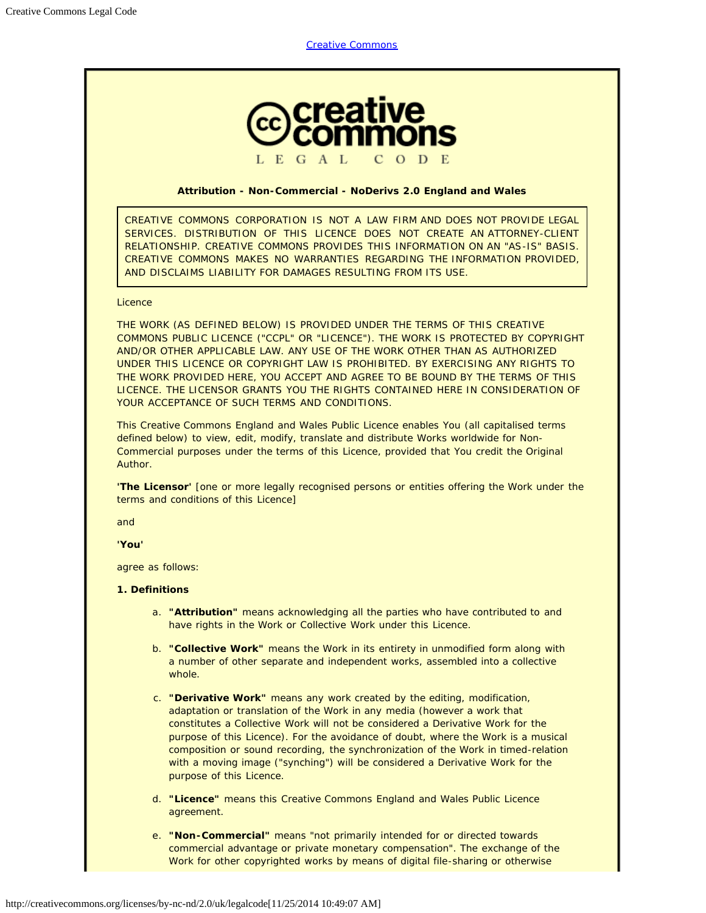Creative Commons

LEGAL CODE

**Attribution - Non-Commercial - NoDerivs 2.0 England and Wales**

CREATIVE COMMONS CORPORATION IS NOT A LAW FIRM AND DOES NOT PROVIDE LEGAL SERVICES. DISTRIBUTION OF THIS LICENCE DOES NOT CREATE AN ATTORNEY-CLIENT RELATIONSHIP. CREATIVE COMMONS PROVIDES THIS INFORMATION ON AN "AS-IS" BASIS. CREATIVE COMMONS MAKES NO WARRANTIES REGARDING THE INFORMATION PROVIDED, AND DISCLAIMS LIABILITY FOR DAMAGES RESULTING FROM ITS USE.

Licence

THE WORK (AS DEFINED BELOW) IS PROVIDED UNDER THE TERMS OF THIS CREATIVE COMMONS PUBLIC LICENCE ("CCPL" OR "LICENCE"). THE WORK IS PROTECTED BY COPYRIGHT AND/OR OTHER APPLICABLE LAW. ANY USE OF THE WORK OTHER THAN AS AUTHORIZED UNDER THIS LICENCE OR COPYRIGHT LAW IS PROHIBITED. BY EXERCISING ANY RIGHTS TO THE WORK PROVIDED HERE, YOU ACCEPT AND AGREE TO BE BOUND BY THE TERMS OF THIS LICENCE. THE LICENSOR GRANTS YOU THE RIGHTS CONTAINED HERE IN CONSIDERATION OF YOUR ACCEPTANCE OF SUCH TERMS AND CONDITIONS.

This Creative Commons England and Wales Public Licence enables You (all capitalised terms defined below) to view, edit, modify, translate and distribute Works worldwide for Non-Commercial purposes under the terms of this Licence, provided that You credit the Original Author.

**'The Licensor'** [one or more legally recognised persons or entities offering the Work under the terms and conditions of this Licence]

and

**'You'**

agree as follows:

**1. Definitions**

a. **"Attribution"** means acknowledging all the parties who have contributed to and have rights in the Work or Collective Work under this Licence.

b. **"Collective Work"** means the Work in its entirety in unmodified form along with a number of other separate and independent works, assembled into a collective whole.

c. **"Derivative Work"** means any work created by the editing, modification, adaptation or translation of the Work in any media (however a work that constitutes a Collective Work will not be considered a Derivative Work for the purpose of this Licence). For the avoidance of doubt, where the Work is a musical composition or sound recording, the synchronization of the Work in timed-relation with a moving image ("synching") will be considered a Derivative Work for the purpose of this Licence.

d. **"Licence"** means this Creative Commons England and Wales Public Licence agreement.

e. **"Non-Commercial"** means "not primarily intended for or directed towards commercial advantage or private monetary compensation". The exchange of the Work for other copyrighted works by means of digital file-sharing or otherwise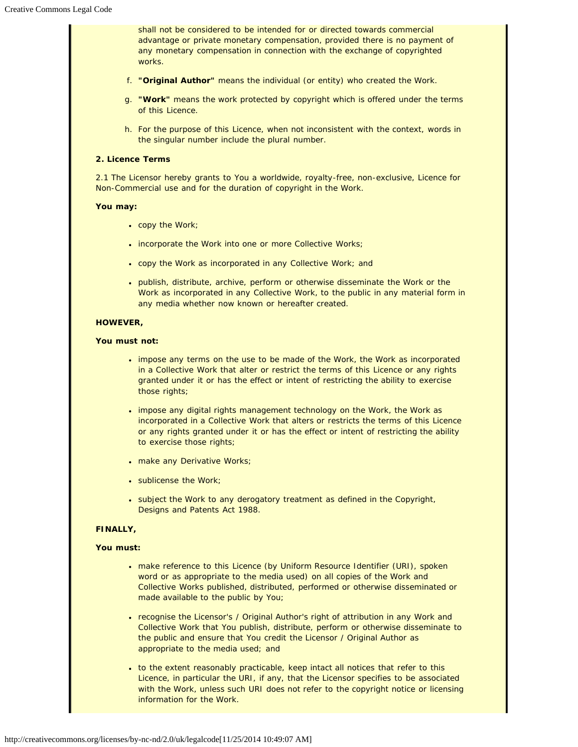shall not be considered to be intended for or directed towards commercial advantage or private monetary compensation, provided there is no payment of any monetary compensation in connection with the exchange of copyrighted works.

f. **"Original Author"** means the individual (or entity) who created the Work.

g. **"Work"** means the work protected by copyright which is offered under the terms of this Licence.

h. For the purpose of this Licence, when not inconsistent with the context, words in the singular number include the plural number.

**2. Licence Terms**

2.1 The Licensor hereby grants to You a worldwide, royalty-free, non-exclusive, Licence for Non-Commercial use and for the duration of copyright in the Work.

**You may:**

- copy the Work;
- incorporate the Work into one or more Collective Works;
- copy the Work as incorporated in any Collective Work; and
- publish, distribute, archive, perform or otherwise disseminate the Work or the Work as incorporated in any Collective Work, to the public in any material form in any media whether now known or hereafter created.

**HOWEVER,**

**You must not:**

- impose any terms on the use to be made of the Work, the Work as incorporated in a Collective Work that alter or restrict the terms of this Licence or any rights granted under it or has the effect or intent of restricting the ability to exercise those rights;
- impose any digital rights management technology on the Work, the Work as incorporated in a Collective Work that alters or restricts the terms of this Licence or any rights granted under it or has the effect or intent of restricting the ability to exercise those rights;
- make any Derivative Works;
- sublicense the Work;
- subject the Work to any derogatory treatment as defined in the Copyright, Designs and Patents Act 1988.

**FINALLY,**

**You must:**

- make reference to this Licence (by Uniform Resource Identifier (URI), spoken word or as appropriate to the media used) on all copies of the Work and Collective Works published, distributed, performed or otherwise disseminated or made available to the public by You;
- recognise the Licensor's / Original Author's right of attribution in any Work and Collective Work that You publish, distribute, perform or otherwise disseminate to the public and ensure that You credit the Licensor / Original Author as appropriate to the media used; and
- to the extent reasonably practicable, keep intact all notices that refer to this Licence, in particular the URI, if any, that the Licensor specifies to be associated with the Work, unless such URI does not refer to the copyright notice or licensing information for the Work.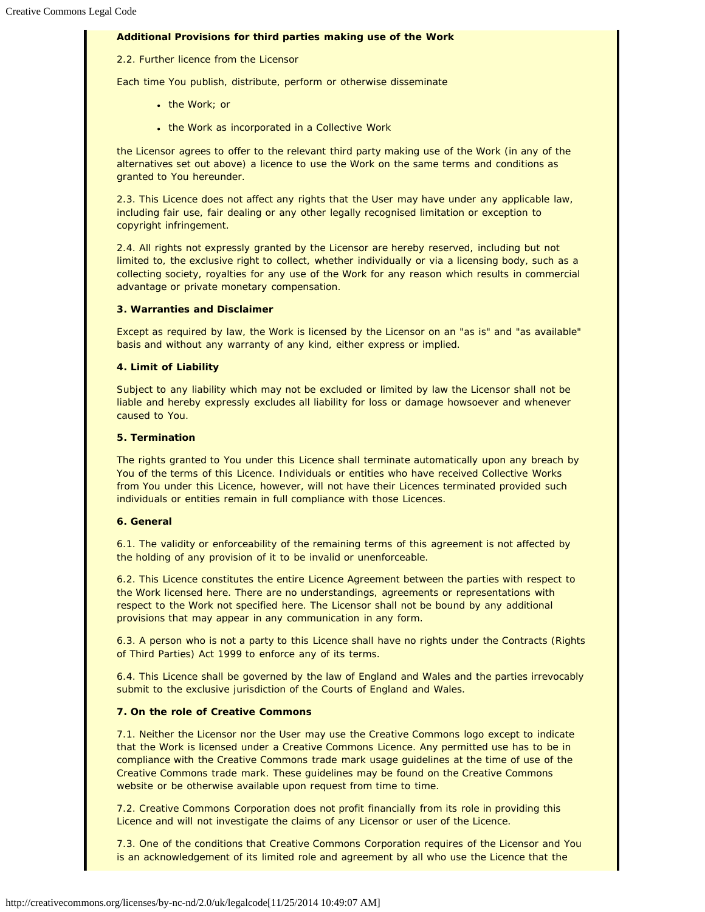**Additional Provisions for third parties making use of the Work**

2.2. Further licence from the Licensor

Each time You publish, distribute, perform or otherwise disseminate

- the Work; or
- the Work as incorporated in a Collective Work

the Licensor agrees to offer to the relevant third party making use of the Work (in any of the alternatives set out above) a licence to use the Work on the same terms and conditions as granted to You hereunder.

2.3. This Licence does not affect any rights that the User may have under any applicable law, including fair use, fair dealing or any other legally recognised limitation or exception to copyright infringement.

2.4. All rights not expressly granted by the Licensor are hereby reserved, including but not limited to, the exclusive right to collect, whether individually or via a licensing body, such as a collecting society, royalties for any use of the Work for any reason which results in commercial advantage or private monetary compensation.

**3. Warranties and Disclaimer**

Except as required by law, the Work is licensed by the Licensor on an "as is" and "as available" basis and without any warranty of any kind, either express or implied.

**4. Limit of Liability**

Subject to any liability which may not be excluded or limited by law the Licensor shall not be liable and hereby expressly excludes all liability for loss or damage howsoever and whenever caused to You.

**5. Termination**

The rights granted to You under this Licence shall terminate automatically upon any breach by You of the terms of this Licence. Individuals or entities who have received Collective Works from You under this Licence, however, will not have their Licences terminated provided such individuals or entities remain in full compliance with those Licences.

**6. General**

6.1. The validity or enforceability of the remaining terms of this agreement is not affected by the holding of any provision of it to be invalid or unenforceable.

6.2. This Licence constitutes the entire Licence Agreement between the parties with respect to the Work licensed here. There are no understandings, agreements or representations with respect to the Work not specified here. The Licensor shall not be bound by any additional provisions that may appear in any communication in any form.

6.3. A person who is not a party to this Licence shall have no rights under the Contracts (Rights of Third Parties) Act 1999 to enforce any of its terms.

6.4. This Licence shall be governed by the law of England and Wales and the parties irrevocably submit to the exclusive jurisdiction of the Courts of England and Wales.

**7. On the role of Creative Commons**

7.1. Neither the Licensor nor the User may use the Creative Commons logo except to indicate that the Work is licensed under a Creative Commons Licence. Any permitted use has to be in compliance with the Creative Commons trade mark usage guidelines at the time of use of the Creative Commons trade mark. These guidelines may be found on the Creative Commons website or be otherwise available upon request from time to time.

7.2. Creative Commons Corporation does not profit financially from its role in providing this Licence and will not investigate the claims of any Licensor or user of the Licence.

7.3. One of the conditions that Creative Commons Corporation requires of the Licensor and You is an acknowledgement of its limited role and agreement by all who use the Licence that the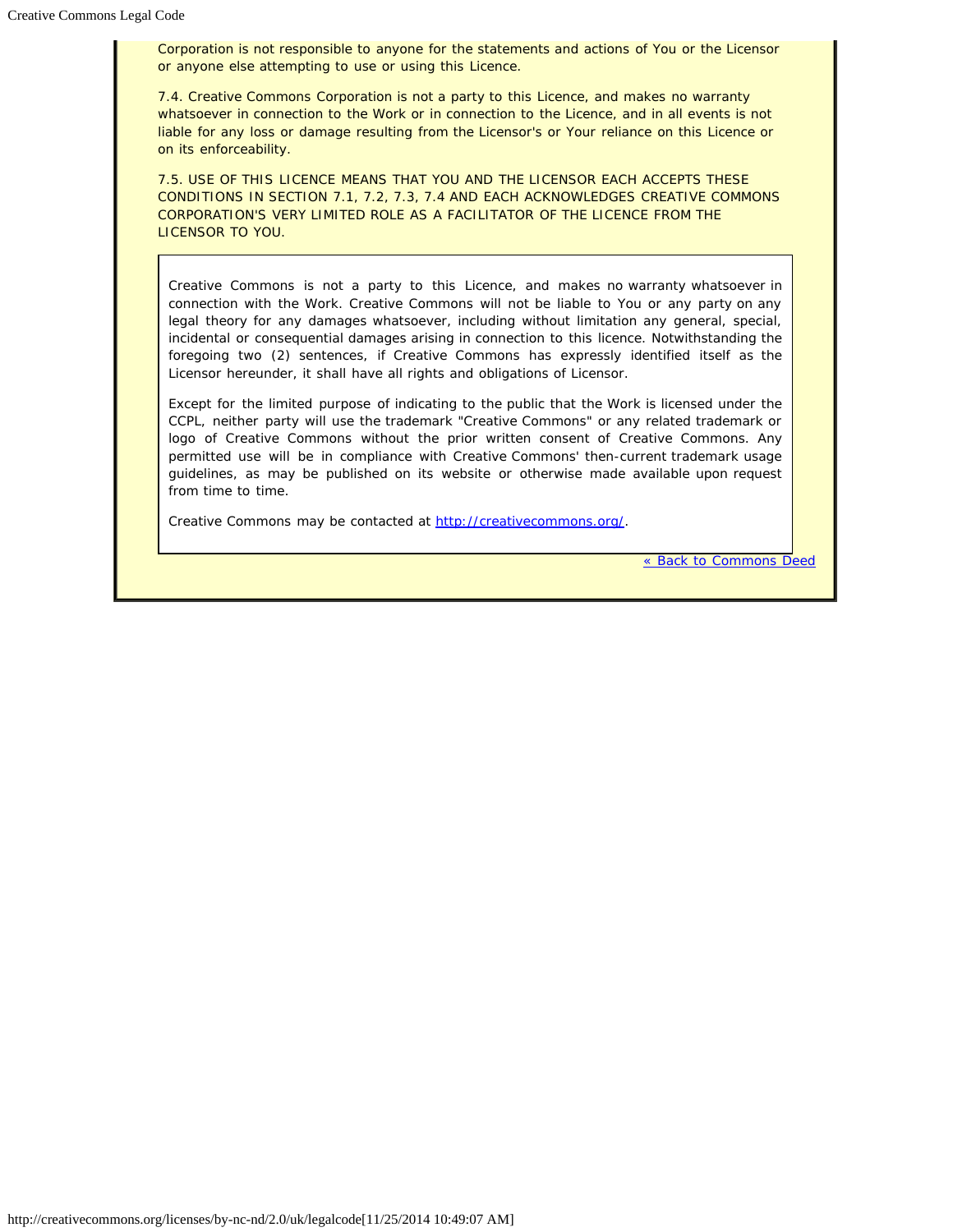Corporation is not responsible to anyone for the statements and actions of You or the Licensor or anyone else attempting to use or using this Licence.

7.4. Creative Commons Corporation is not a party to this Licence, and makes no warranty whatsoever in connection to the Work or in connection to the Licence, and in all events is not liable for any loss or damage resulting from the Licensor's or Your reliance on this Licence or on its enforceability.

7.5. USE OF THIS LICENCE MEANS THAT YOU AND THE LICENSOR EACH ACCEPTS THESE CONDITIONS IN SECTION 7.1, 7.2, 7.3, 7.4 AND EACH ACKNOWLEDGES CREATIVE COMMONS CORPORATION'S VERY LIMITED ROLE AS A FACILITATOR OF THE LICENCE FROM THE LICENSOR TO YOU.

Creative Commons is not a party to this Licence, and makes no warranty whatsoever in connection with the Work. Creative Commons will not be liable to You or any party on any legal theory for any damages whatsoever, including without limitation any general, special, incidental or consequential damages arising in connection to this licence. Notwithstanding the foregoing two (2) sentences, if Creative Commons has expressly identified itself as the Licensor hereunder, it shall have all rights and obligations of Licensor.

Except for the limited purpose of indicating to the public that the Work is licensed under the CCPL, neither party will use the trademark "Creative Commons" or any related trademark or logo of Creative Commons without the prior written consent of Creative Commons. Any permitted use will be in compliance with Creative Commons' then-current trademark usage guidelines, as may be published on its website or otherwise made available upon request from time to time.

Creative Commons may be contacted at http://creativecommons.org/.

« Back to Commons Deed